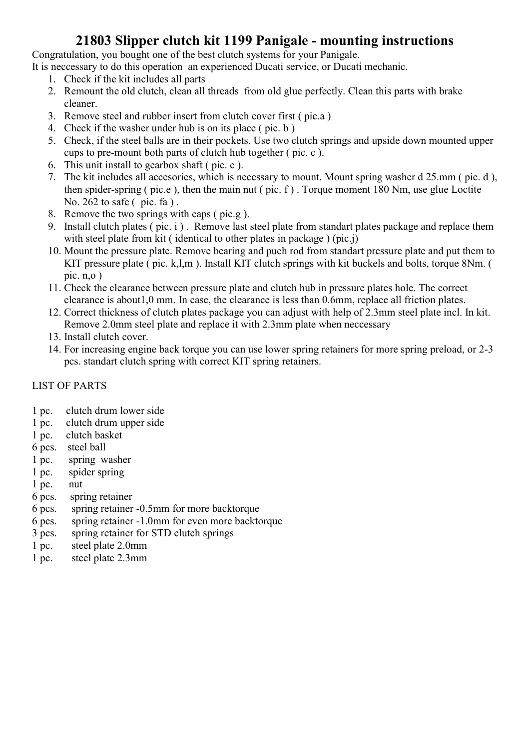# 21803 Slipper clutch kit 1199 Panigale - mounting instructions

Congratulation, you bought one of the best clutch systems for your Panigale.
It is neccessary to do this operation  an experienced Ducati service, or Ducati mechanic.

1. Check if the kit includes all parts
2. Remount the old clutch, clean all threads  from old glue perfectly. Clean this parts with brake cleaner.
3. Remove steel and rubber insert from clutch cover first ( pic.a )
4. Check if the washer under hub is on its place ( pic. b )
5. Check, if the steel balls are in their pockets. Use two clutch springs and upside down mounted upper cups to pre-mount both parts of clutch hub together ( pic. c ).
6. This unit install to gearbox shaft ( pic. c ).
7. The kit includes all accesories, which is necessary to mount. Mount spring washer d 25.mm ( pic. d ), then spider-spring ( pic.e ), then the main nut ( pic. f ) . Torque moment 180 Nm, use glue Loctite No. 262 to safe (  pic. fa ) .
8. Remove the two springs with caps ( pic.g ).
9. Install clutch plates ( pic. i ) .  Remove last steel plate from standart plates package and replace them with steel plate from kit ( identical to other plates in package ) (pic.j)
10. Mount the pressure plate. Remove bearing and puch rod from standart pressure plate and put them to KIT pressure plate ( pic. k,l,m ). Install KIT clutch springs with kit buckels and bolts, torque 8Nm. ( pic. n,o )
11. Check the clearance between pressure plate and clutch hub in pressure plates hole. The correct clearance is about1,0 mm. In case, the clearance is less than 0.6mm, replace all friction plates.
12. Correct thickness of clutch plates package you can adjust with help of 2.3mm steel plate incl. In kit. Remove 2.0mm steel plate and replace it with 2.3mm plate when neccessary
13. Install clutch cover.
14. For increasing engine back torque you can use lower spring retainers for more spring preload, or 2-3 pcs. standart clutch spring with correct KIT spring retainers.

LIST OF PARTS

1 pc.     clutch drum lower side
1 pc.     clutch drum upper side
1 pc.     clutch basket
6 pcs.    steel ball
1 pc.      spring  washer
1 pc.      spider spring
1 pc.      nut
6 pcs.     spring retainer
6 pcs.     spring retainer -0.5mm for more backtorque
6 pcs.     spring retainer -1.0mm for even more backtorque
3 pcs.     spring retainer for STD clutch springs
1 pc.       steel plate 2.0mm
1 pc.       steel plate 2.3mm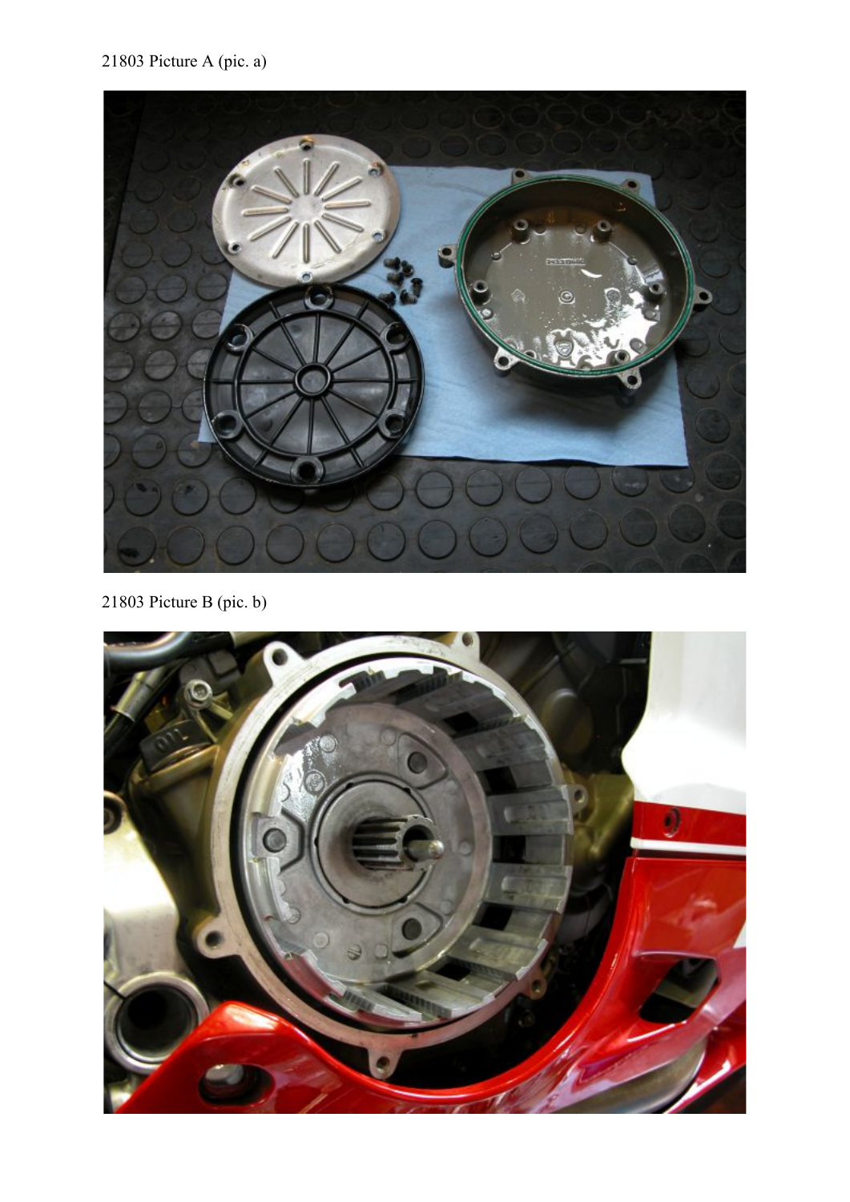21803 Picture A (pic. a)

21803 Picture B (pic. b)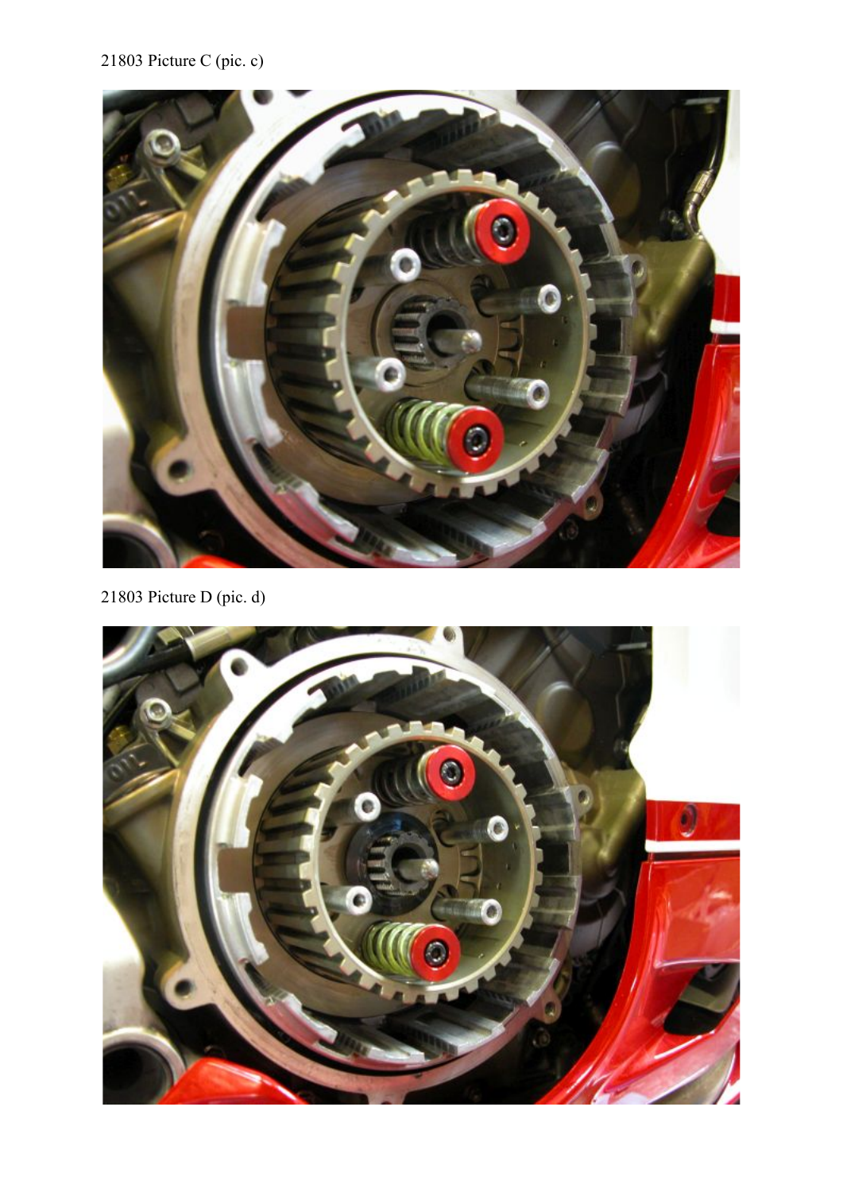21803 Picture C (pic. c)

21803 Picture D (pic. d)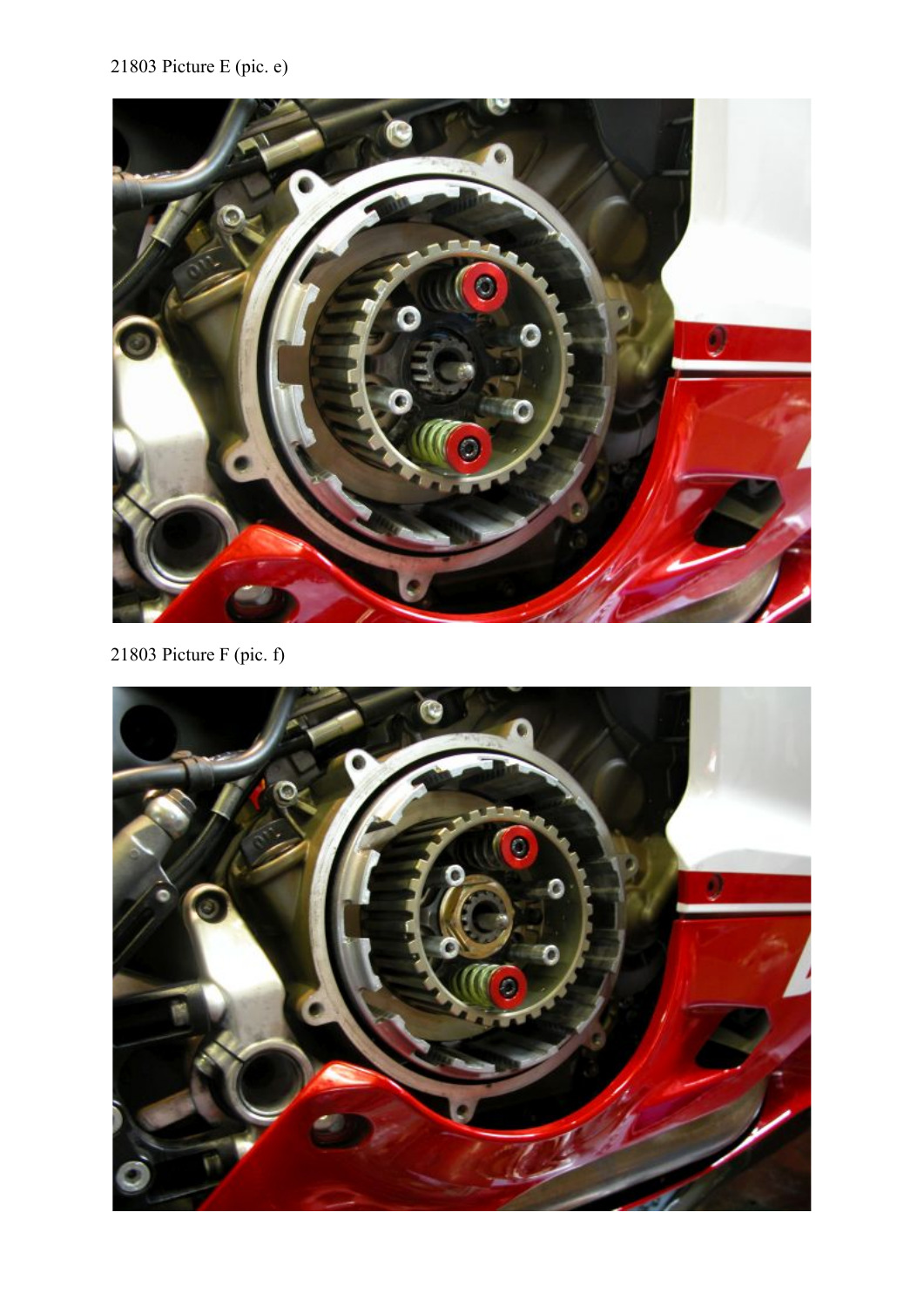21803 Picture E (pic. e)

21803 Picture F (pic. f)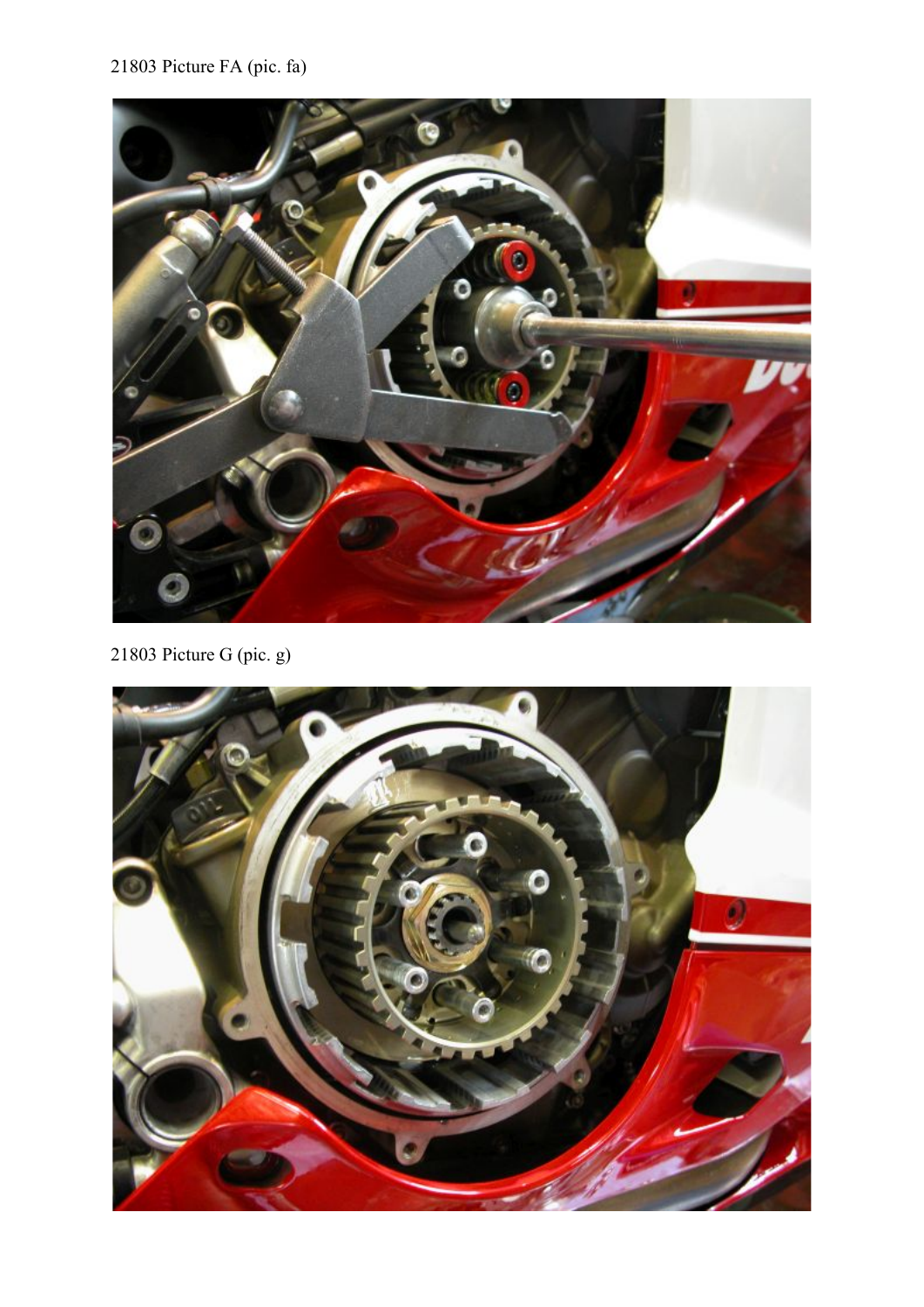21803 Picture FA (pic. fa)

21803 Picture G (pic. g)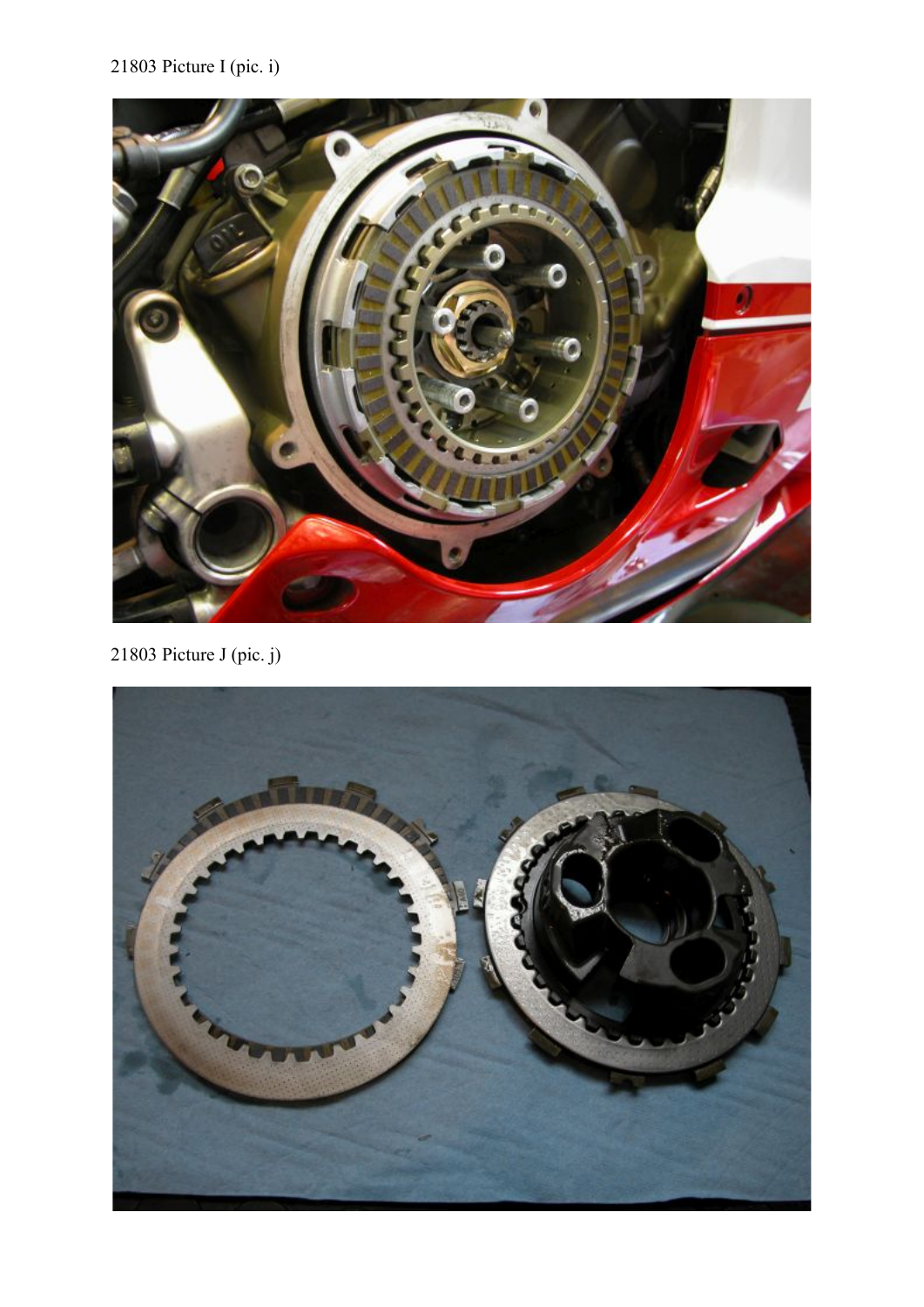21803 Picture I (pic. i)

21803 Picture J (pic. j)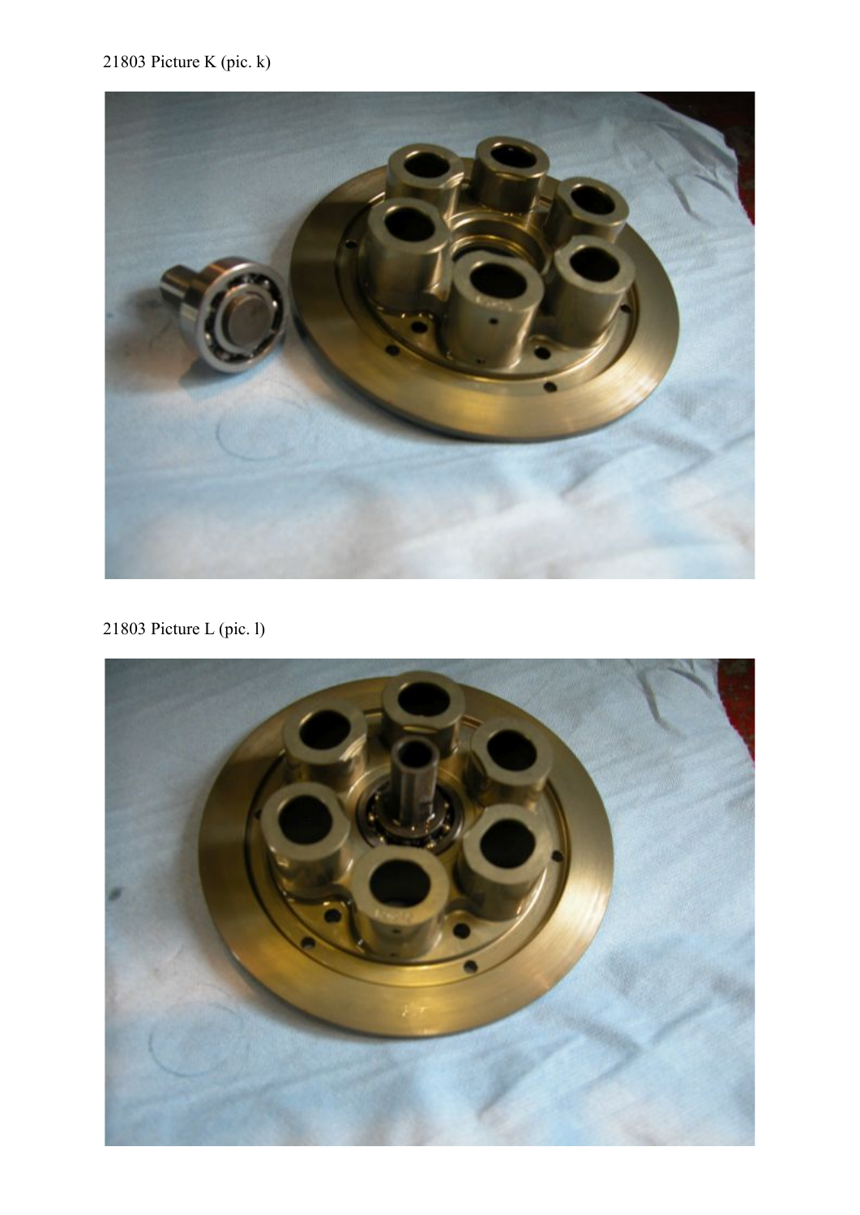21803 Picture K (pic. k)

21803 Picture L (pic. l)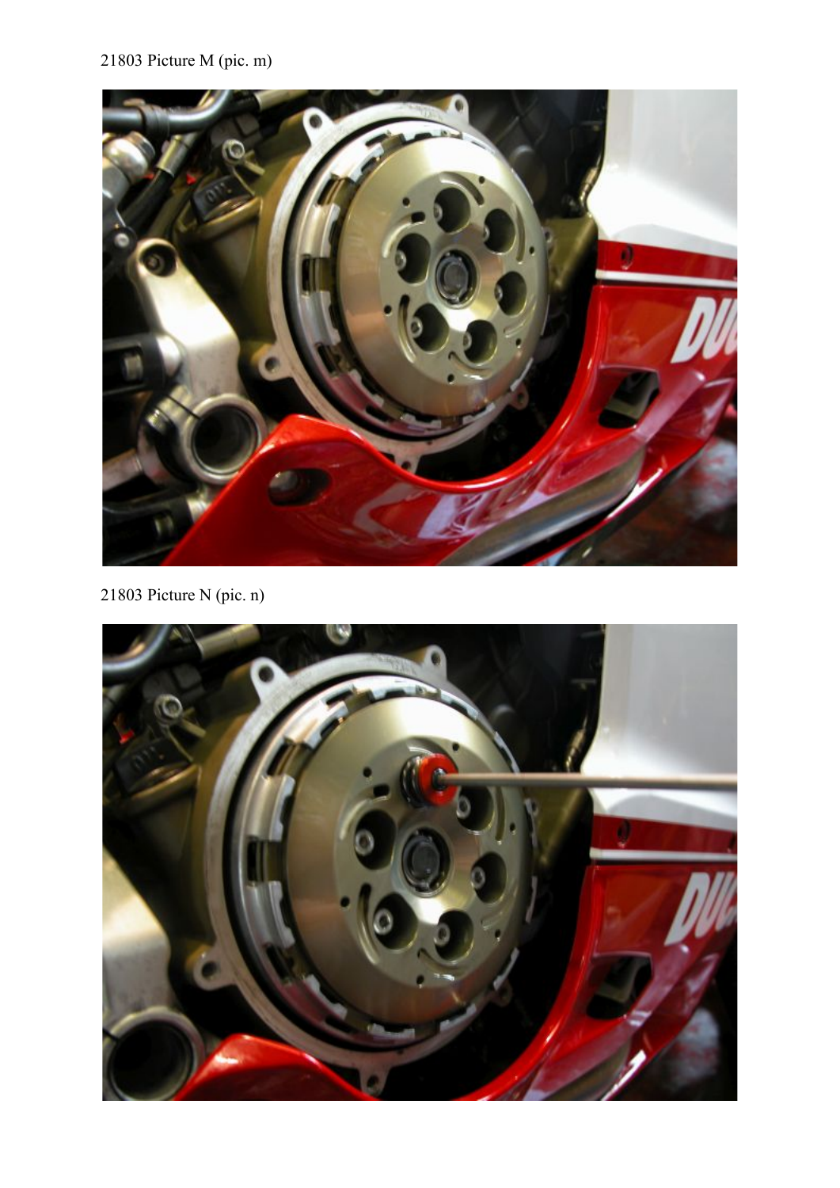21803 Picture M (pic. m)

21803 Picture N (pic. n)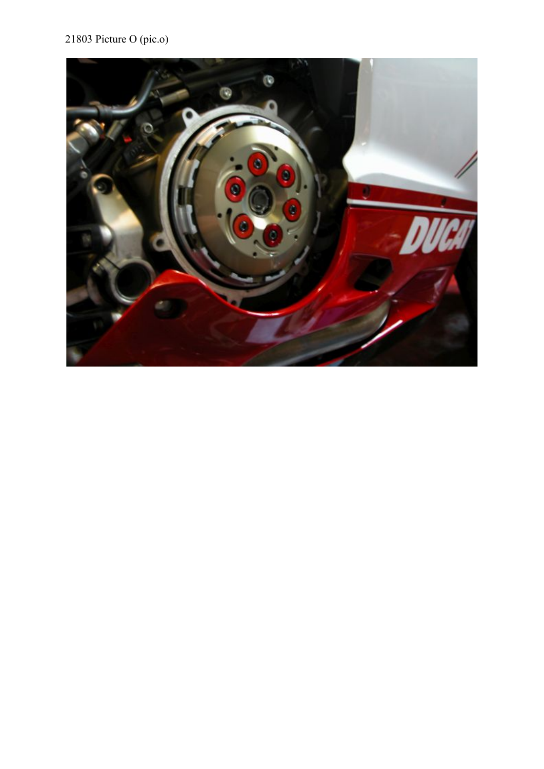21803 Picture O (pic.o)